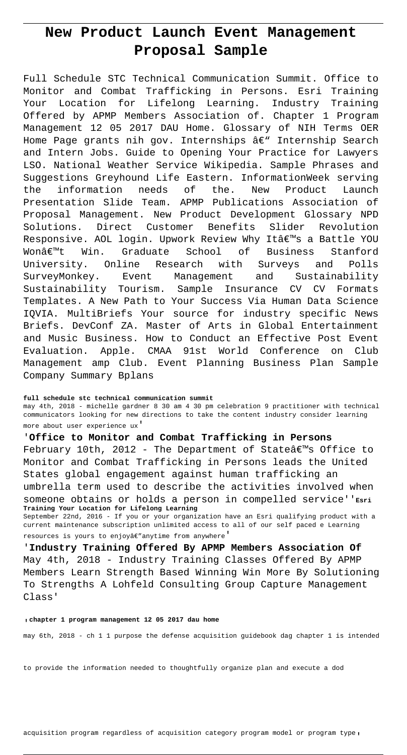# New Product Launch Event Management Proposal Sample

Full Schedule STC Technical Communication Summit. Office to Monitor and Combat Trafficking in Persons. Esri Training Your Location for Lifelong Learning. Industry Training Offered by APMP Members Association of. Chapter 1 Program Management 12 05 2017 DAU Home. Glossary of NIH Terms OER Home Page grants nih gov. Internships â€" Internship Search and Intern Jobs. Guide to Opening Your Practice for Lawyers LSO. National Weather Service Wikipedia. Sample Phrases and Suggestions Greyhound Life Eastern. InformationWeek serving the information needs of the. New Product Launch Presentation Slide Team. APMP Publications Association of Proposal Management. New Product Development Glossary NPD Solutions. Direct Customer Benefits Slider Revolution Responsive. AOL login. Upwork Review Why Itâ€™s a Battle YOU Wonâ€™t Win. Graduate School of Business Stanford University. Online Research with Surveys and Polls SurveyMonkey. Event Management and Sustainability Sustainability Tourism. Sample Insurance CV CV Formats Templates. A New Path to Your Success Via Human Data Science IQVIA. MultiBriefs Your source for industry specific News Briefs. DevConf ZA. Master of Arts in Global Entertainment and Music Business. How to Conduct an Effective Post Event Evaluation. Apple. CMAA 91st World Conference on Club Management amp Club. Event Planning Business Plan Sample Company Summary Bplans

**full schedule stc technical communication summit**

may 4th, 2018 - michelle gardner 8 30 am 4 30 pm celebration 9 practitioner with technical communicators looking for new directions to take the content industry consider learning more about user experience ux'

'**Office to Monitor and Combat Trafficking in Persons**

February 10th, 2012 - The Department of Stateâ€™s Office to Monitor and Combat Trafficking in Persons leads the United States global engagement against human trafficking an umbrella term used to describe the activities involved when someone obtains or holds a person in compelled service''**Esri Training Your Location for Lifelong Learning**

September 22nd, 2016 - If you or your organization have an Esri qualifying product with a current maintenance subscription unlimited access to all of our self paced e Learning resources is yours to enjoyâ€"anytime from anywhere'

'**Industry Training Offered By APMP Members Association Of**

May 4th, 2018 - Industry Training Classes Offered By APMP Members Learn Strength Based Winning Win More By Solutioning To Strengths A Lohfeld Consulting Group Capture Management Class'

'**chapter 1 program management 12 05 2017 dau home**

may 6th, 2018 - ch 1 1 purpose the defense acquisition guidebook dag chapter 1 is intended to provide the information needed to thoughtfully organize plan and execute a dod acquisition program regardless of acquisition category program model or program type'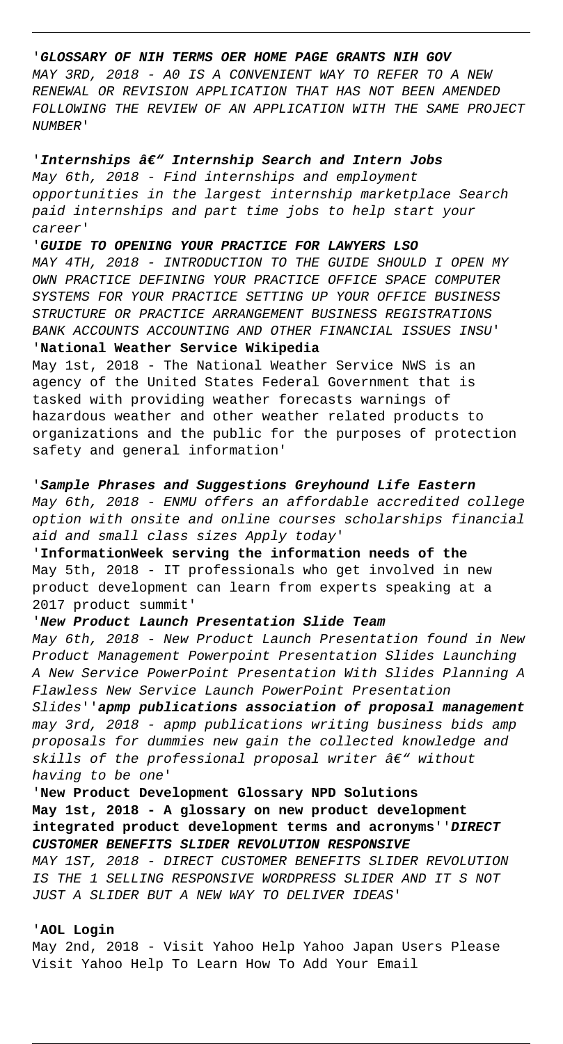'**GLOSSARY OF NIH TERMS OER HOME PAGE GRANTS NIH GOV**
MAY 3RD, 2018 - A0 IS A CONVENIENT WAY TO REFER TO A NEW RENEWAL OR REVISION APPLICATION THAT HAS NOT BEEN AMENDED FOLLOWING THE REVIEW OF AN APPLICATION WITH THE SAME PROJECT NUMBER'

'***Internships â€" Internship Search and Intern Jobs***
*May 6th, 2018 - Find internships and employment opportunities in the largest internship marketplace Search paid internships and part time jobs to help start your career'*

'**GUIDE TO OPENING YOUR PRACTICE FOR LAWYERS LSO**
MAY 4TH, 2018 - INTRODUCTION TO THE GUIDE SHOULD I OPEN MY OWN PRACTICE DEFINING YOUR PRACTICE OFFICE SPACE COMPUTER SYSTEMS FOR YOUR PRACTICE SETTING UP YOUR OFFICE BUSINESS STRUCTURE OR PRACTICE ARRANGEMENT BUSINESS REGISTRATIONS BANK ACCOUNTS ACCOUNTING AND OTHER FINANCIAL ISSUES INSU'

'**National Weather Service Wikipedia**
May 1st, 2018 - The National Weather Service NWS is an agency of the United States Federal Government that is tasked with providing weather forecasts warnings of hazardous weather and other weather related products to organizations and the public for the purposes of protection safety and general information'

'***Sample Phrases and Suggestions Greyhound Life Eastern***
*May 6th, 2018 - ENMU offers an affordable accredited college option with onsite and online courses scholarships financial aid and small class sizes Apply today'*

'**InformationWeek serving the information needs of the**
May 5th, 2018 - IT professionals who get involved in new product development can learn from experts speaking at a 2017 product summit'

'***New Product Launch Presentation Slide Team***
*May 6th, 2018 - New Product Launch Presentation found in New Product Management Powerpoint Presentation Slides Launching A New Service PowerPoint Presentation With Slides Planning A Flawless New Service Launch PowerPoint Presentation Slides*''***apmp publications association of proposal management***
*may 3rd, 2018 - apmp publications writing business bids amp proposals for dummies new gain the collected knowledge and skills of the professional proposal writer â€" without having to be one'*

'**New Product Development Glossary NPD Solutions**
**May 1st, 2018 - A glossary on new product development integrated product development terms and acronyms**''***DIRECT CUSTOMER BENEFITS SLIDER REVOLUTION RESPONSIVE***
*MAY 1ST, 2018 - DIRECT CUSTOMER BENEFITS SLIDER REVOLUTION IS THE 1 SELLING RESPONSIVE WORDPRESS SLIDER AND IT S NOT JUST A SLIDER BUT A NEW WAY TO DELIVER IDEAS'*

'**AOL Login**
May 2nd, 2018 - Visit Yahoo Help Yahoo Japan Users Please Visit Yahoo Help To Learn How To Add Your Email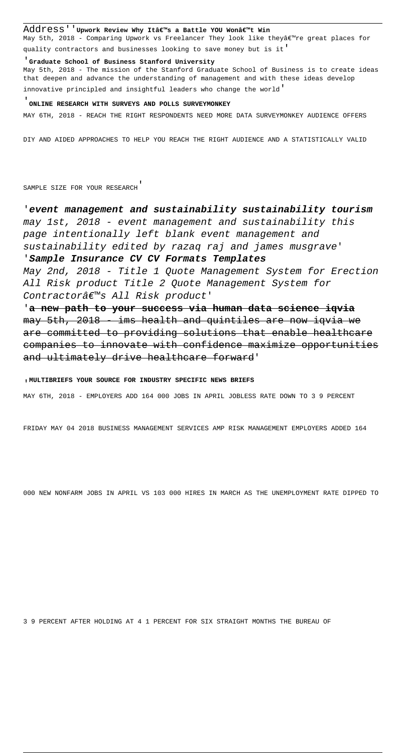Address' '**Upwork Review Why Itâ€™s a Battle YOU Wonâ€™t Win**
May 5th, 2018 - Comparing Upwork vs Freelancer They look like theyâ€™re great places for quality contractors and businesses looking to save money but is it'

'**Graduate School of Business Stanford University**
May 5th, 2018 - The mission of the Stanford Graduate School of Business is to create ideas that deepen and advance the understanding of management and with these ideas develop innovative principled and insightful leaders who change the world'

'**ONLINE RESEARCH WITH SURVEYS AND POLLS SURVEYMONKEY**
MAY 6TH, 2018 - REACH THE RIGHT RESPONDENTS NEED MORE DATA SURVEYMONKEY AUDIENCE OFFERS DIY AND AIDED APPROACHES TO HELP YOU REACH THE RIGHT AUDIENCE AND A STATISTICALLY VALID SAMPLE SIZE FOR YOUR RESEARCH'

'***event management and sustainability sustainability tourism***
*may 1st, 2018 - event management and sustainability this page intentionally left blank event management and sustainability edited by razaq raj and james musgrave*'

'***Sample Insurance CV CV Formats Templates***
*May 2nd, 2018 - Title 1 Quote Management System for Erection All Risk product Title 2 Quote Management System for Contractorâ€™s All Risk product*'

'~~**a new path to your success via human data science iqvia**~~
~~may 5th, 2018 - ims health and quintiles are now iqvia we are committed to providing solutions that enable healthcare companies to innovate with confidence maximize opportunities and ultimately drive healthcare forward~~'

'**MULTIBRIEFS YOUR SOURCE FOR INDUSTRY SPECIFIC NEWS BRIEFS**
MAY 6TH, 2018 - EMPLOYERS ADD 164 000 JOBS IN APRIL JOBLESS RATE DOWN TO 3 9 PERCENT FRIDAY MAY 04 2018 BUSINESS MANAGEMENT SERVICES AMP RISK MANAGEMENT EMPLOYERS ADDED 164 000 NEW NONFARM JOBS IN APRIL VS 103 000 HIRES IN MARCH AS THE UNEMPLOYMENT RATE DIPPED TO 3 9 PERCENT AFTER HOLDING AT 4 1 PERCENT FOR SIX STRAIGHT MONTHS THE BUREAU OF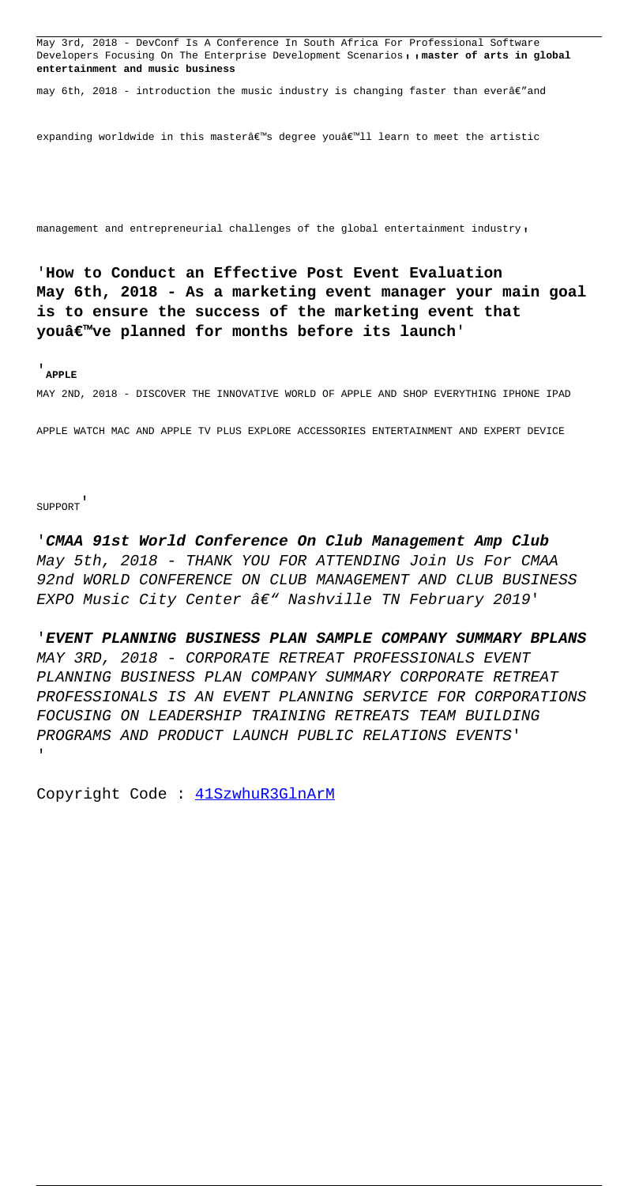May 3rd, 2018 - DevConf Is A Conference In South Africa For Professional Software Developers Focusing On The Enterprise Development Scenarios''**master of arts in global entertainment and music business**

may 6th, 2018 - introduction the music industry is changing faster than everâ€"and expanding worldwide in this masterâ€™s degree youâ€™ll learn to meet the artistic management and entrepreneurial challenges of the global entertainment industry'

'**How to Conduct an Effective Post Event Evaluation May 6th, 2018 - As a marketing event manager your main goal is to ensure the success of the marketing event that youâ€™ve planned for months before its launch**'

'**APPLE**

MAY 2ND, 2018 - DISCOVER THE INNOVATIVE WORLD OF APPLE AND SHOP EVERYTHING IPHONE IPAD APPLE WATCH MAC AND APPLE TV PLUS EXPLORE ACCESSORIES ENTERTAINMENT AND EXPERT DEVICE SUPPORT'

'***CMAA 91st World Conference On Club Management Amp Club***
*May 5th, 2018 - THANK YOU FOR ATTENDING Join Us For CMAA 92nd WORLD CONFERENCE ON CLUB MANAGEMENT AND CLUB BUSINESS EXPO Music City Center â€" Nashville TN February 2019*'

'***EVENT PLANNING BUSINESS PLAN SAMPLE COMPANY SUMMARY BPLANS***
*MAY 3RD, 2018 - CORPORATE RETREAT PROFESSIONALS EVENT PLANNING BUSINESS PLAN COMPANY SUMMARY CORPORATE RETREAT PROFESSIONALS IS AN EVENT PLANNING SERVICE FOR CORPORATIONS FOCUSING ON LEADERSHIP TRAINING RETREATS TEAM BUILDING PROGRAMS AND PRODUCT LAUNCH PUBLIC RELATIONS EVENTS*'
'

Copyright Code : 41SzwhuR3GlnArM